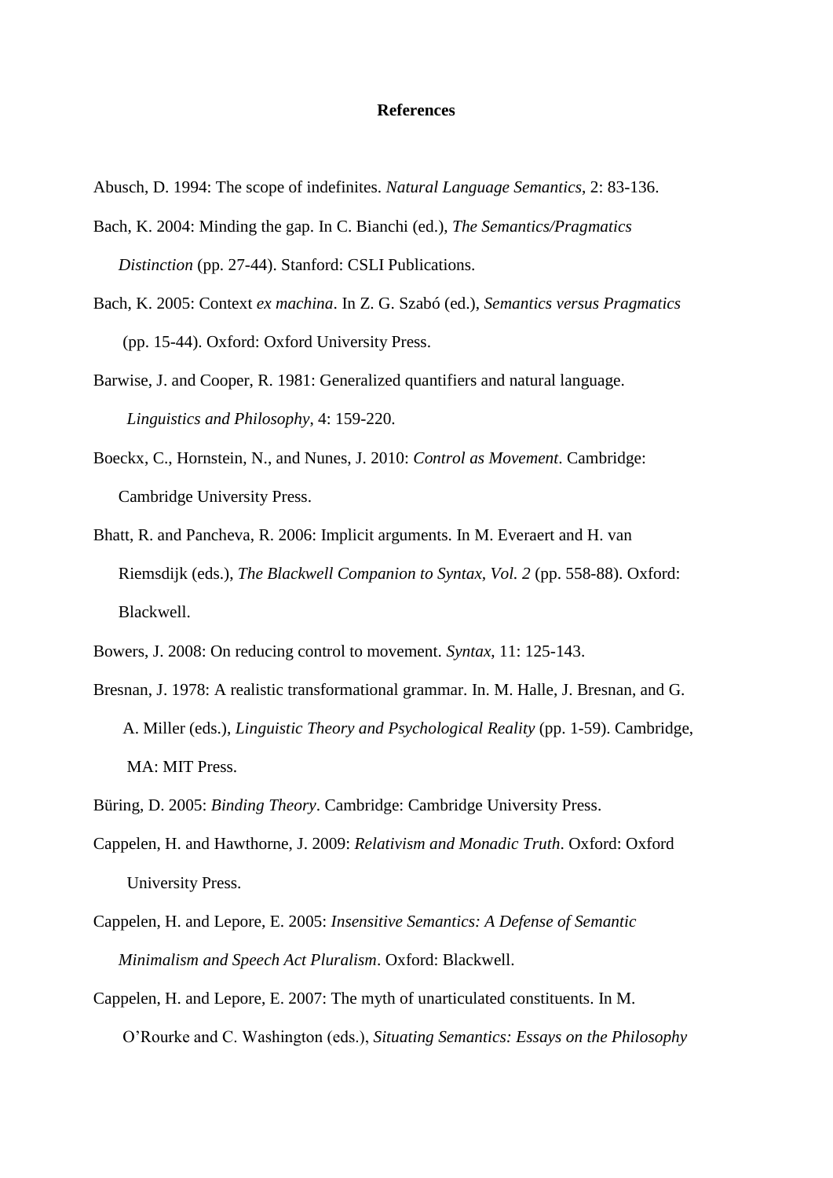# References

Abusch, D. 1994: The scope of indefinites. *Natural Language Semantics*, 2: 83-136.

Bach, K. 2004: Minding the gap. In C. Bianchi (ed.), *The Semantics/Pragmatics Distinction* (pp. 27-44). Stanford: CSLI Publications.

Bach, K. 2005: Context *ex machina*. In Z. G. Szabó (ed.), *Semantics versus Pragmatics* (pp. 15-44). Oxford: Oxford University Press.

Barwise, J. and Cooper, R. 1981: Generalized quantifiers and natural language. *Linguistics and Philosophy*, 4: 159-220.

Boeckx, C., Hornstein, N., and Nunes, J. 2010: *Control as Movement*. Cambridge: Cambridge University Press.

Bhatt, R. and Pancheva, R. 2006: Implicit arguments. In M. Everaert and H. van Riemsdijk (eds.), *The Blackwell Companion to Syntax, Vol. 2* (pp. 558-88). Oxford: Blackwell.

Bowers, J. 2008: On reducing control to movement. *Syntax*, 11: 125-143.

Bresnan, J. 1978: A realistic transformational grammar. In. M. Halle, J. Bresnan, and G. A. Miller (eds.), *Linguistic Theory and Psychological Reality* (pp. 1-59). Cambridge, MA: MIT Press.

Büring, D. 2005: *Binding Theory*. Cambridge: Cambridge University Press.

Cappelen, H. and Hawthorne, J. 2009: *Relativism and Monadic Truth*. Oxford: Oxford University Press.

Cappelen, H. and Lepore, E. 2005: *Insensitive Semantics: A Defense of Semantic Minimalism and Speech Act Pluralism*. Oxford: Blackwell.

Cappelen, H. and Lepore, E. 2007: The myth of unarticulated constituents. In M. O'Rourke and C. Washington (eds.), *Situating Semantics: Essays on the Philosophy*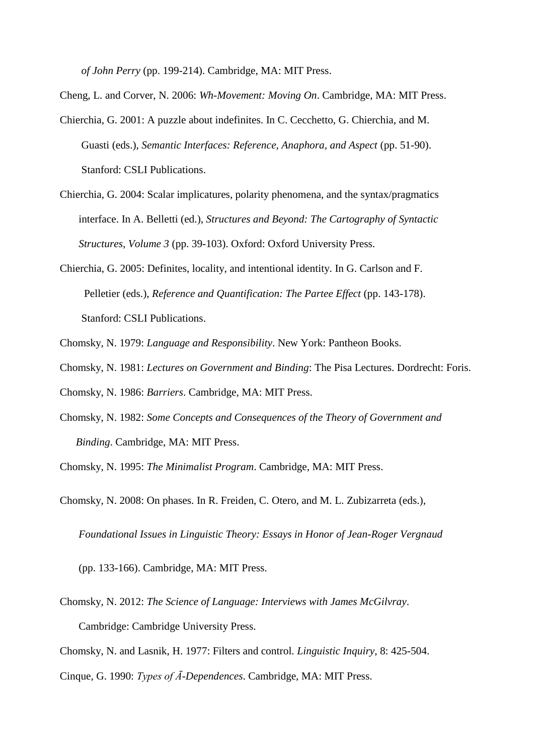*of John Perry* (pp. 199-214). Cambridge, MA: MIT Press.

Cheng, L. and Corver, N. 2006: *Wh-Movement: Moving On*. Cambridge, MA: MIT Press.

Chierchia, G. 2001: A puzzle about indefinites. In C. Cecchetto, G. Chierchia, and M. Guasti (eds.), *Semantic Interfaces: Reference, Anaphora, and Aspect* (pp. 51-90). Stanford: CSLI Publications.

Chierchia, G. 2004: Scalar implicatures, polarity phenomena, and the syntax/pragmatics interface. In A. Belletti (ed.), *Structures and Beyond: The Cartography of Syntactic Structures, Volume 3* (pp. 39-103). Oxford: Oxford University Press.

Chierchia, G. 2005: Definites, locality, and intentional identity. In G. Carlson and F. Pelletier (eds.), *Reference and Quantification: The Partee Effect* (pp. 143-178). Stanford: CSLI Publications.

Chomsky, N. 1979: *Language and Responsibility*. New York: Pantheon Books.

Chomsky, N. 1981: *Lectures on Government and Binding*: The Pisa Lectures. Dordrecht: Foris.

Chomsky, N. 1986: *Barriers*. Cambridge, MA: MIT Press.

Chomsky, N. 1982: *Some Concepts and Consequences of the Theory of Government and Binding*. Cambridge, MA: MIT Press.

Chomsky, N. 1995: *The Minimalist Program*. Cambridge, MA: MIT Press.

Chomsky, N. 2008: On phases. In R. Freiden, C. Otero, and M. L. Zubizarreta (eds.), *Foundational Issues in Linguistic Theory: Essays in Honor of Jean-Roger Vergnaud* (pp. 133-166). Cambridge, MA: MIT Press.

Chomsky, N. 2012: *The Science of Language: Interviews with James McGilvray*. Cambridge: Cambridge University Press.

Chomsky, N. and Lasnik, H. 1977: Filters and control. *Linguistic Inquiry*, 8: 425-504.

Cinque, G. 1990: *Types of Ā-Dependences*. Cambridge, MA: MIT Press.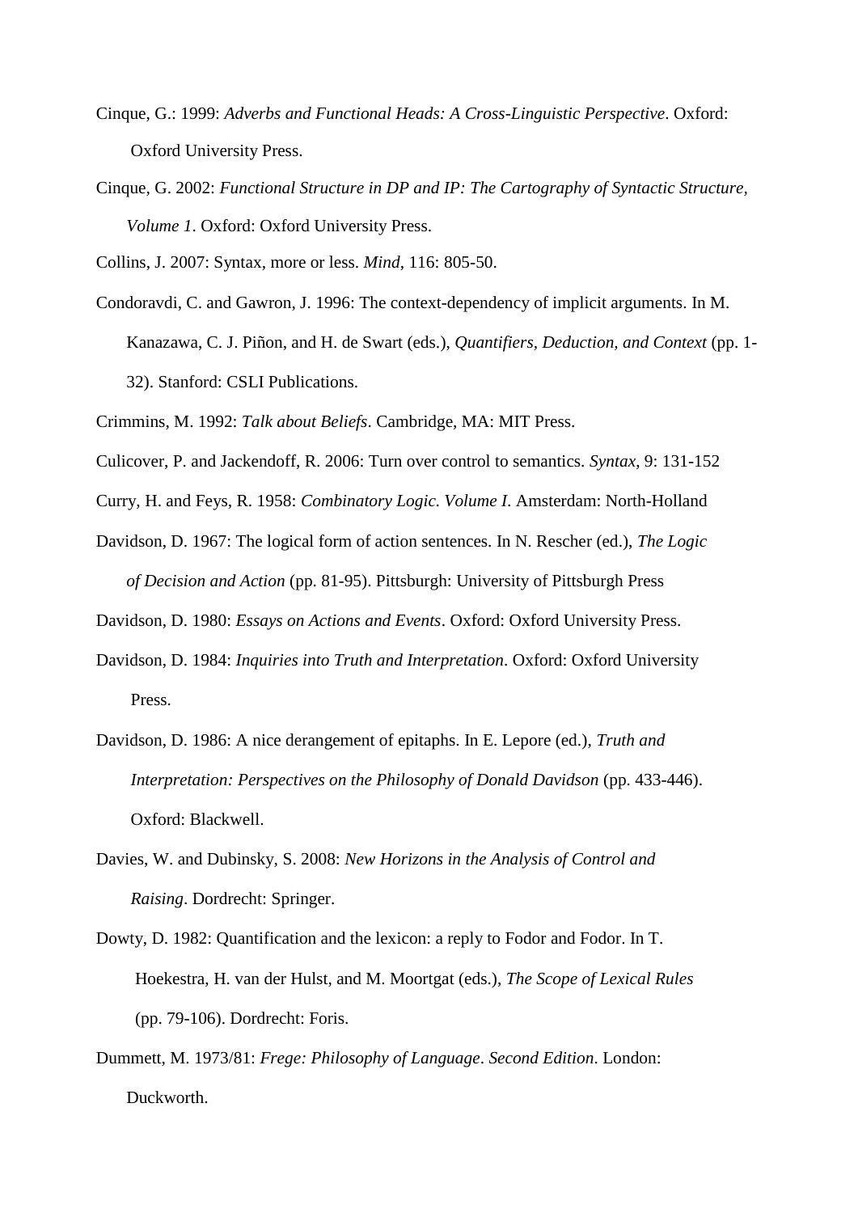Cinque, G.: 1999: *Adverbs and Functional Heads: A Cross-Linguistic Perspective*. Oxford: Oxford University Press.

Cinque, G. 2002: *Functional Structure in DP and IP: The Cartography of Syntactic Structure, Volume 1*. Oxford: Oxford University Press.

Collins, J. 2007: Syntax, more or less. *Mind*, 116: 805-50.

Condoravdi, C. and Gawron, J. 1996: The context-dependency of implicit arguments. In M. Kanazawa, C. J. Piñon, and H. de Swart (eds.), *Quantifiers, Deduction, and Context* (pp. 1-32). Stanford: CSLI Publications.

Crimmins, M. 1992: *Talk about Beliefs*. Cambridge, MA: MIT Press.

Culicover, P. and Jackendoff, R. 2006: Turn over control to semantics. *Syntax*, 9: 131-152

Curry, H. and Feys, R. 1958: *Combinatory Logic. Volume I*. Amsterdam: North-Holland

Davidson, D. 1967: The logical form of action sentences. In N. Rescher (ed.), *The Logic of Decision and Action* (pp. 81-95). Pittsburgh: University of Pittsburgh Press

Davidson, D. 1980: *Essays on Actions and Events*. Oxford: Oxford University Press.

Davidson, D. 1984: *Inquiries into Truth and Interpretation*. Oxford: Oxford University Press.

Davidson, D. 1986: A nice derangement of epitaphs. In E. Lepore (ed.), *Truth and Interpretation: Perspectives on the Philosophy of Donald Davidson* (pp. 433-446). Oxford: Blackwell.

Davies, W. and Dubinsky, S. 2008: *New Horizons in the Analysis of Control and Raising*. Dordrecht: Springer.

Dowty, D. 1982: Quantification and the lexicon: a reply to Fodor and Fodor. In T. Hoekestra, H. van der Hulst, and M. Moortgat (eds.), *The Scope of Lexical Rules* (pp. 79-106). Dordrecht: Foris.

Dummett, M. 1973/81: *Frege: Philosophy of Language*. *Second Edition*. London: Duckworth.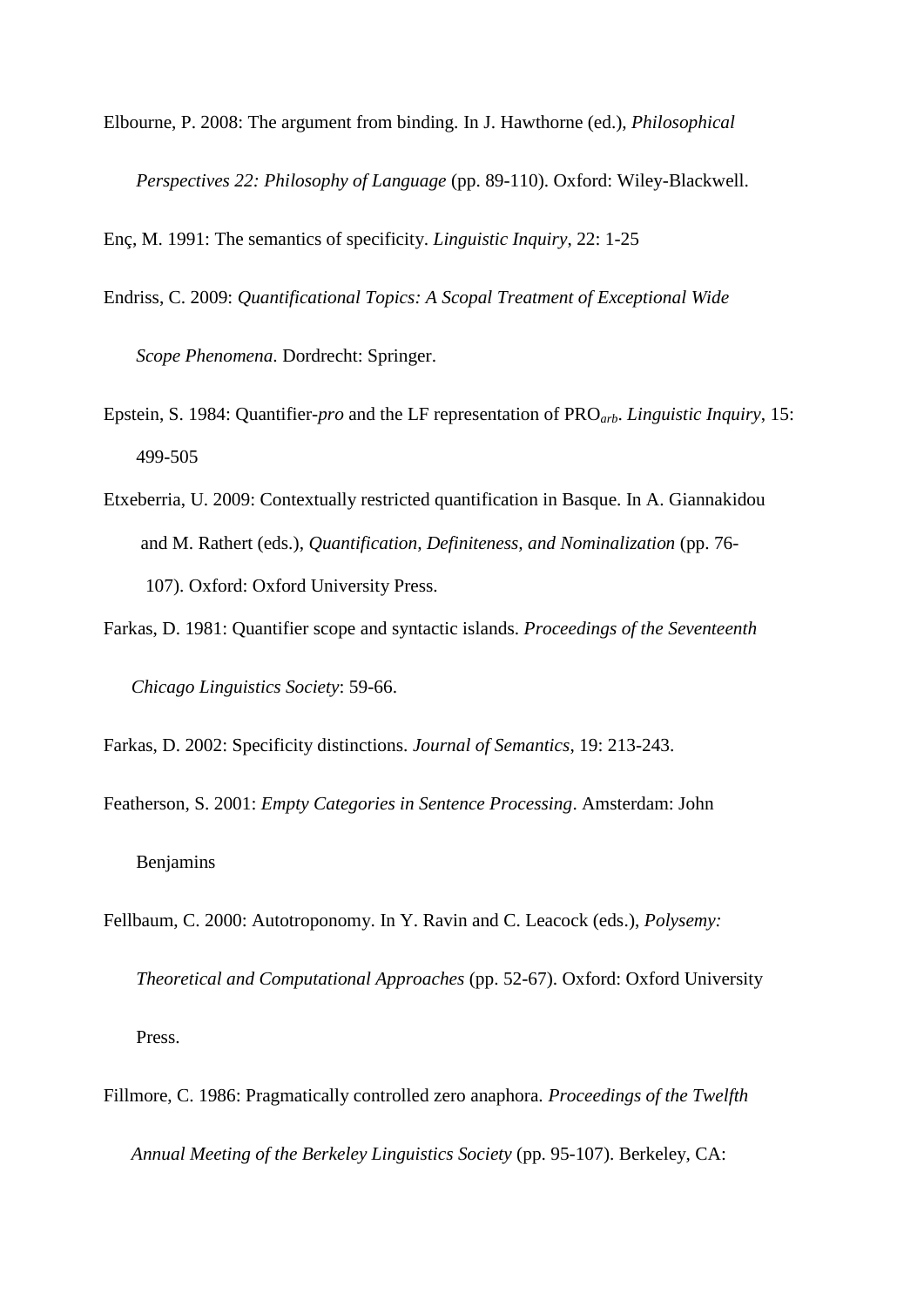Elbourne, P. 2008: The argument from binding. In J. Hawthorne (ed.), *Philosophical Perspectives 22: Philosophy of Language* (pp. 89-110). Oxford: Wiley-Blackwell.

Enç, M. 1991: The semantics of specificity. *Linguistic Inquiry*, 22: 1-25

Endriss, C. 2009: *Quantificational Topics: A Scopal Treatment of Exceptional Wide Scope Phenomena*. Dordrecht: Springer.

Epstein, S. 1984: Quantifier-*pro* and the LF representation of $\text{PRO}_{arb}$. *Linguistic Inquiry*, 15: 499-505

Etxeberria, U. 2009: Contextually restricted quantification in Basque. In A. Giannakidou and M. Rathert (eds.), *Quantification, Definiteness, and Nominalization* (pp. 76-107). Oxford: Oxford University Press.

Farkas, D. 1981: Quantifier scope and syntactic islands. *Proceedings of the Seventeenth Chicago Linguistics Society*: 59-66.

Farkas, D. 2002: Specificity distinctions. *Journal of Semantics*, 19: 213-243.

Featherson, S. 2001: *Empty Categories in Sentence Processing*. Amsterdam: John Benjamins

Fellbaum, C. 2000: Autotroponomy. In Y. Ravin and C. Leacock (eds.), *Polysemy: Theoretical and Computational Approaches* (pp. 52-67). Oxford: Oxford University Press.

Fillmore, C. 1986: Pragmatically controlled zero anaphora. *Proceedings of the Twelfth Annual Meeting of the Berkeley Linguistics Society* (pp. 95-107). Berkeley, CA: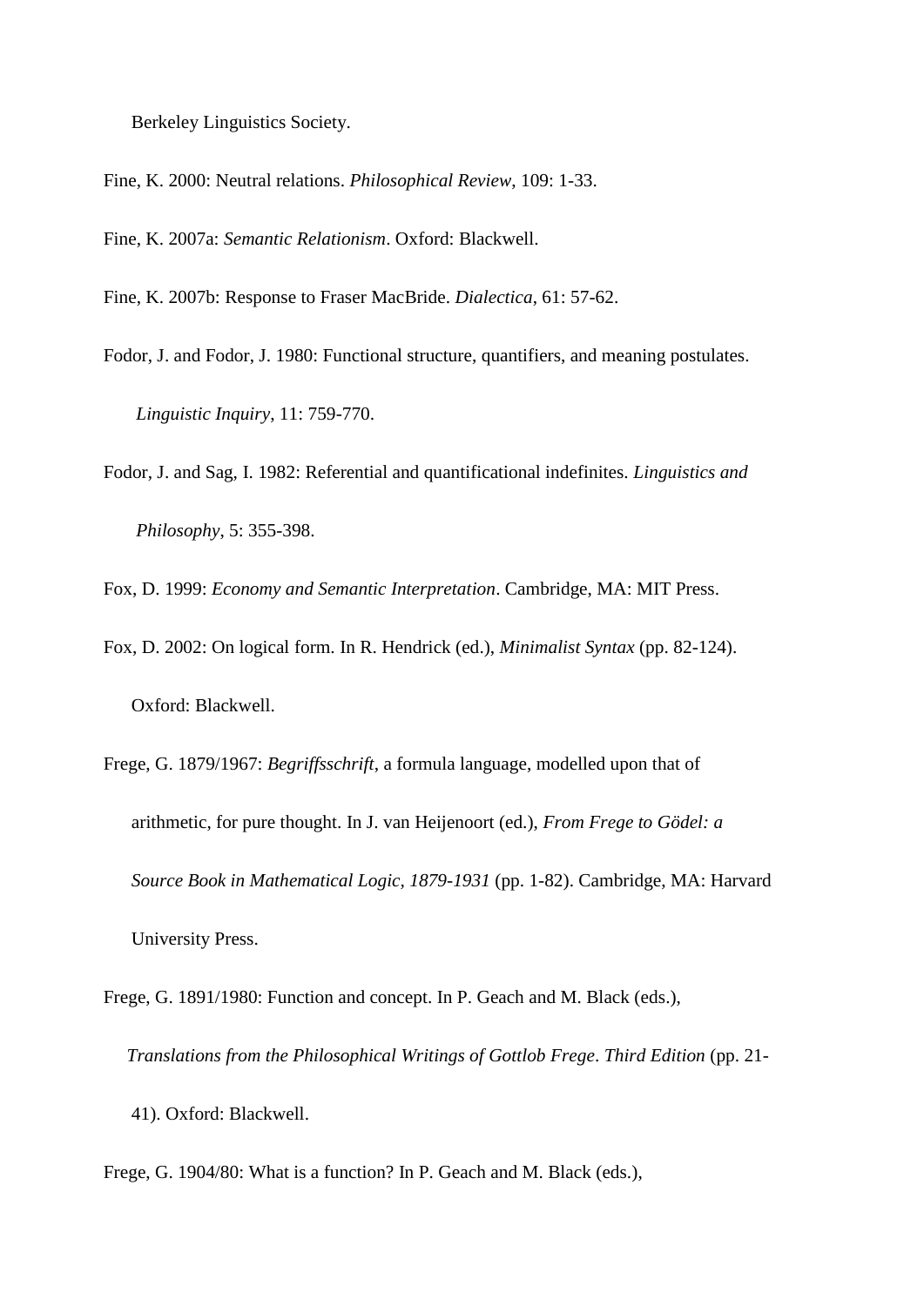Berkeley Linguistics Society.

Fine, K. 2000: Neutral relations. *Philosophical Review*, 109: 1-33.

Fine, K. 2007a: *Semantic Relationism*. Oxford: Blackwell.

Fine, K. 2007b: Response to Fraser MacBride. *Dialectica*, 61: 57-62.

Fodor, J. and Fodor, J. 1980: Functional structure, quantifiers, and meaning postulates. *Linguistic Inquiry*, 11: 759-770.

Fodor, J. and Sag, I. 1982: Referential and quantificational indefinites. *Linguistics and Philosophy*, 5: 355-398.

Fox, D. 1999: *Economy and Semantic Interpretation*. Cambridge, MA: MIT Press.

Fox, D. 2002: On logical form. In R. Hendrick (ed.), *Minimalist Syntax* (pp. 82-124). Oxford: Blackwell.

Frege, G. 1879/1967: *Begriffsschrift*, a formula language, modelled upon that of arithmetic, for pure thought. In J. van Heijenoort (ed.), *From Frege to Gödel: a Source Book in Mathematical Logic, 1879-1931* (pp. 1-82). Cambridge, MA: Harvard University Press.

Frege, G. 1891/1980: Function and concept. In P. Geach and M. Black (eds.), *Translations from the Philosophical Writings of Gottlob Frege*. *Third Edition* (pp. 21-41). Oxford: Blackwell.

Frege, G. 1904/80: What is a function? In P. Geach and M. Black (eds.),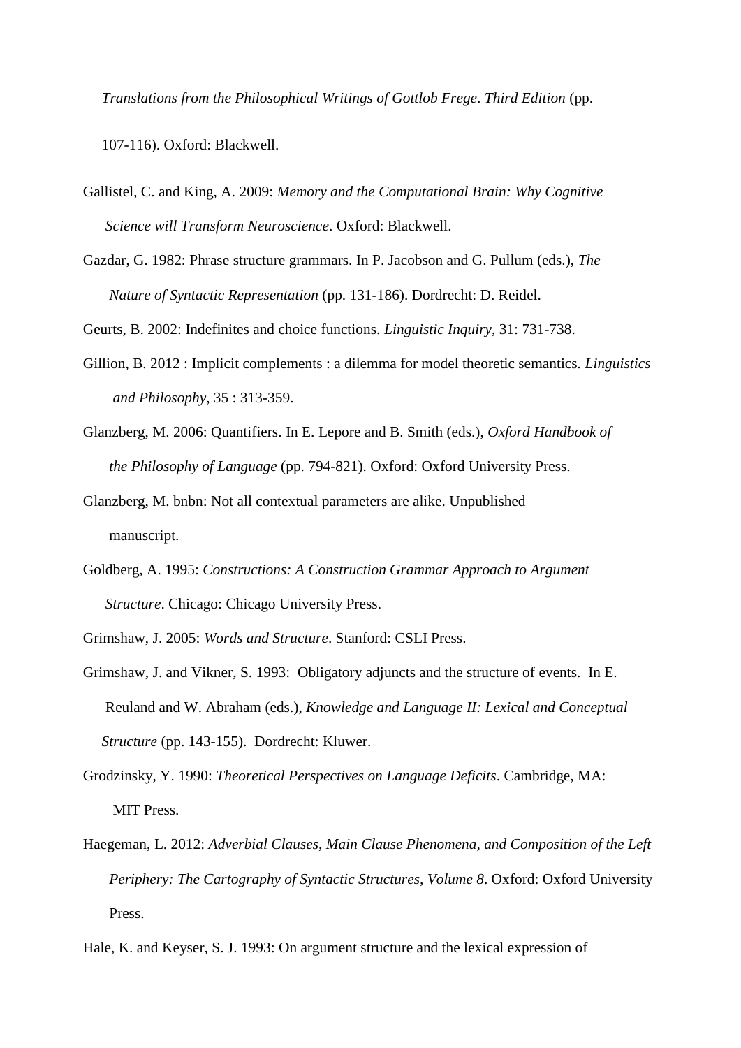*Translations from the Philosophical Writings of Gottlob Frege*. *Third Edition* (pp. 107-116). Oxford: Blackwell.

Gallistel, C. and King, A. 2009: *Memory and the Computational Brain: Why Cognitive Science will Transform Neuroscience*. Oxford: Blackwell.

Gazdar, G. 1982: Phrase structure grammars. In P. Jacobson and G. Pullum (eds.), *The Nature of Syntactic Representation* (pp. 131-186). Dordrecht: D. Reidel.

Geurts, B. 2002: Indefinites and choice functions. *Linguistic Inquiry*, 31: 731-738.

Gillion, B. 2012 : Implicit complements : a dilemma for model theoretic semantics. *Linguistics and Philosophy*, 35 : 313-359.

Glanzberg, M. 2006: Quantifiers. In E. Lepore and B. Smith (eds.), *Oxford Handbook of the Philosophy of Language* (pp. 794-821). Oxford: Oxford University Press.

Glanzberg, M. bnbn: Not all contextual parameters are alike. Unpublished manuscript.

Goldberg, A. 1995: *Constructions: A Construction Grammar Approach to Argument Structure*. Chicago: Chicago University Press.

Grimshaw, J. 2005: *Words and Structure*. Stanford: CSLI Press.

Grimshaw, J. and Vikner, S. 1993: Obligatory adjuncts and the structure of events. In E. Reuland and W. Abraham (eds.), *Knowledge and Language II: Lexical and Conceptual Structure* (pp. 143-155). Dordrecht: Kluwer.

Grodzinsky, Y. 1990: *Theoretical Perspectives on Language Deficits*. Cambridge, MA: MIT Press.

Haegeman, L. 2012: *Adverbial Clauses, Main Clause Phenomena, and Composition of the Left Periphery: The Cartography of Syntactic Structures, Volume 8*. Oxford: Oxford University Press.

Hale, K. and Keyser, S. J. 1993: On argument structure and the lexical expression of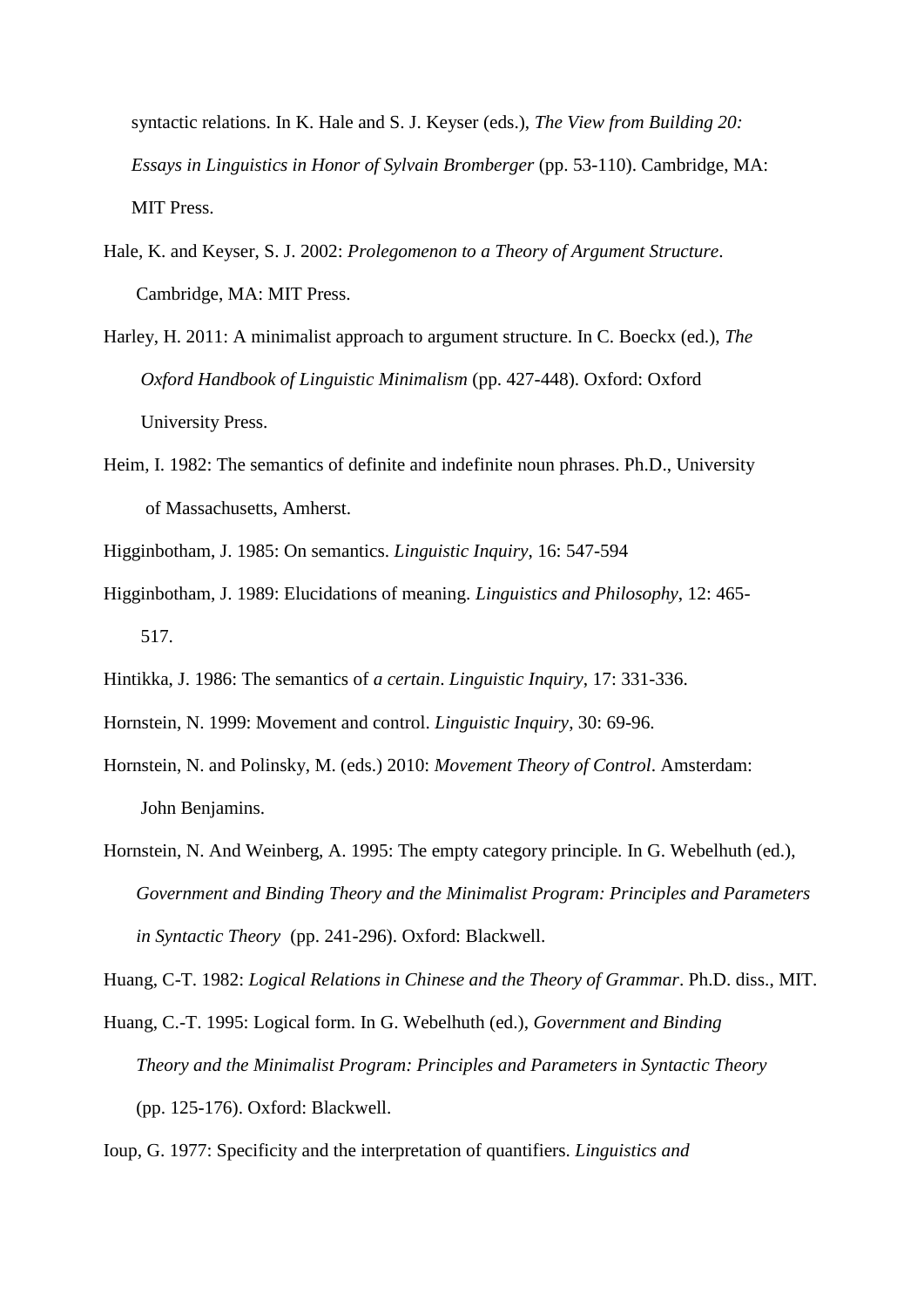syntactic relations. In K. Hale and S. J. Keyser (eds.), *The View from Building 20: Essays in Linguistics in Honor of Sylvain Bromberger* (pp. 53-110). Cambridge, MA: MIT Press.

Hale, K. and Keyser, S. J. 2002: *Prolegomenon to a Theory of Argument Structure*. Cambridge, MA: MIT Press.

Harley, H. 2011: A minimalist approach to argument structure. In C. Boeckx (ed.), *The Oxford Handbook of Linguistic Minimalism* (pp. 427-448). Oxford: Oxford University Press.

Heim, I. 1982: The semantics of definite and indefinite noun phrases. Ph.D., University of Massachusetts, Amherst.

Higginbotham, J. 1985: On semantics. *Linguistic Inquiry*, 16: 547-594

Higginbotham, J. 1989: Elucidations of meaning. *Linguistics and Philosophy*, 12: 465-517.

Hintikka, J. 1986: The semantics of *a certain*. *Linguistic Inquiry*, 17: 331-336.

Hornstein, N. 1999: Movement and control. *Linguistic Inquiry*, 30: 69-96.

Hornstein, N. and Polinsky, M. (eds.) 2010: *Movement Theory of Control*. Amsterdam: John Benjamins.

Hornstein, N. And Weinberg, A. 1995: The empty category principle. In G. Webelhuth (ed.), *Government and Binding Theory and the Minimalist Program: Principles and Parameters in Syntactic Theory* (pp. 241-296). Oxford: Blackwell.

Huang, C-T. 1982: *Logical Relations in Chinese and the Theory of Grammar*. Ph.D. diss., MIT.

Huang, C.-T. 1995: Logical form. In G. Webelhuth (ed.), *Government and Binding Theory and the Minimalist Program: Principles and Parameters in Syntactic Theory* (pp. 125-176). Oxford: Blackwell.

Ioup, G. 1977: Specificity and the interpretation of quantifiers. *Linguistics and*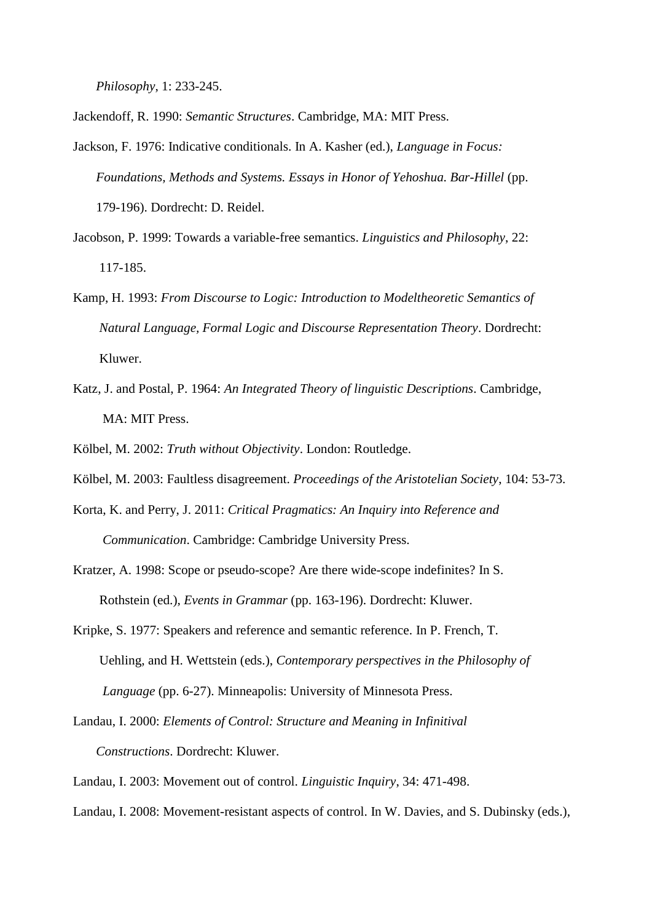*Philosophy*, 1: 233-245.

Jackendoff, R. 1990: *Semantic Structures*. Cambridge, MA: MIT Press.

Jackson, F. 1976: Indicative conditionals. In A. Kasher (ed.), *Language in Focus: Foundations, Methods and Systems. Essays in Honor of Yehoshua. Bar-Hillel* (pp. 179-196). Dordrecht: D. Reidel.

Jacobson, P. 1999: Towards a variable-free semantics. *Linguistics and Philosophy*, 22: 117-185.

Kamp, H. 1993: *From Discourse to Logic: Introduction to Modeltheoretic Semantics of Natural Language, Formal Logic and Discourse Representation Theory*. Dordrecht: Kluwer.

Katz, J. and Postal, P. 1964: *An Integrated Theory of linguistic Descriptions*. Cambridge, MA: MIT Press.

Kölbel, M. 2002: *Truth without Objectivity*. London: Routledge.

Kölbel, M. 2003: Faultless disagreement. *Proceedings of the Aristotelian Society*, 104: 53-73.

Korta, K. and Perry, J. 2011: *Critical Pragmatics: An Inquiry into Reference and Communication*. Cambridge: Cambridge University Press.

Kratzer, A. 1998: Scope or pseudo-scope? Are there wide-scope indefinites? In S. Rothstein (ed.), *Events in Grammar* (pp. 163-196). Dordrecht: Kluwer.

Kripke, S. 1977: Speakers and reference and semantic reference. In P. French, T. Uehling, and H. Wettstein (eds.), *Contemporary perspectives in the Philosophy of Language* (pp. 6-27). Minneapolis: University of Minnesota Press.

Landau, I. 2000: *Elements of Control: Structure and Meaning in Infinitival Constructions*. Dordrecht: Kluwer.

Landau, I. 2003: Movement out of control. *Linguistic Inquiry*, 34: 471-498.

Landau, I. 2008: Movement-resistant aspects of control. In W. Davies, and S. Dubinsky (eds.),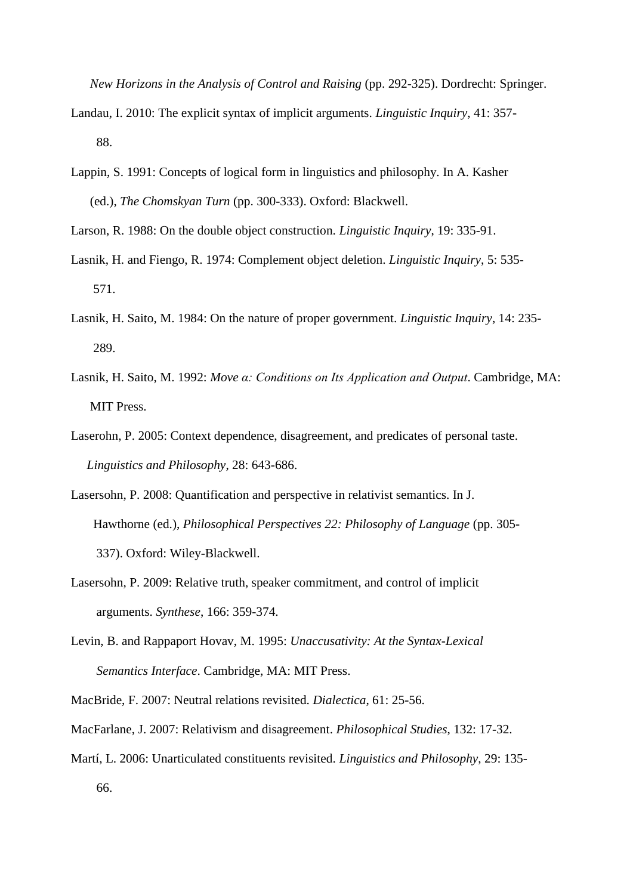*New Horizons in the Analysis of Control and Raising* (pp. 292-325). Dordrecht: Springer.

Landau, I. 2010: The explicit syntax of implicit arguments. *Linguistic Inquiry*, 41: 357-88.

Lappin, S. 1991: Concepts of logical form in linguistics and philosophy. In A. Kasher (ed.), *The Chomskyan Turn* (pp. 300-333). Oxford: Blackwell.

Larson, R. 1988: On the double object construction. *Linguistic Inquiry*, 19: 335-91.

Lasnik, H. and Fiengo, R. 1974: Complement object deletion. *Linguistic Inquiry*, 5: 535-571.

Lasnik, H. Saito, M. 1984: On the nature of proper government. *Linguistic Inquiry*, 14: 235-289.

Lasnik, H. Saito, M. 1992: *Move α: Conditions on Its Application and Output*. Cambridge, MA: MIT Press.

Laserohn, P. 2005: Context dependence, disagreement, and predicates of personal taste. *Linguistics and Philosophy*, 28: 643-686.

Lasersohn, P. 2008: Quantification and perspective in relativist semantics. In J. Hawthorne (ed.), *Philosophical Perspectives 22: Philosophy of Language* (pp. 305-337). Oxford: Wiley-Blackwell.

Lasersohn, P. 2009: Relative truth, speaker commitment, and control of implicit arguments. *Synthese*, 166: 359-374.

Levin, B. and Rappaport Hovav, M. 1995: *Unaccusativity: At the Syntax-Lexical Semantics Interface*. Cambridge, MA: MIT Press.

MacBride, F. 2007: Neutral relations revisited. *Dialectica*, 61: 25-56.

MacFarlane, J. 2007: Relativism and disagreement. *Philosophical Studies*, 132: 17-32.

Martí, L. 2006: Unarticulated constituents revisited. *Linguistics and Philosophy*, 29: 135-66.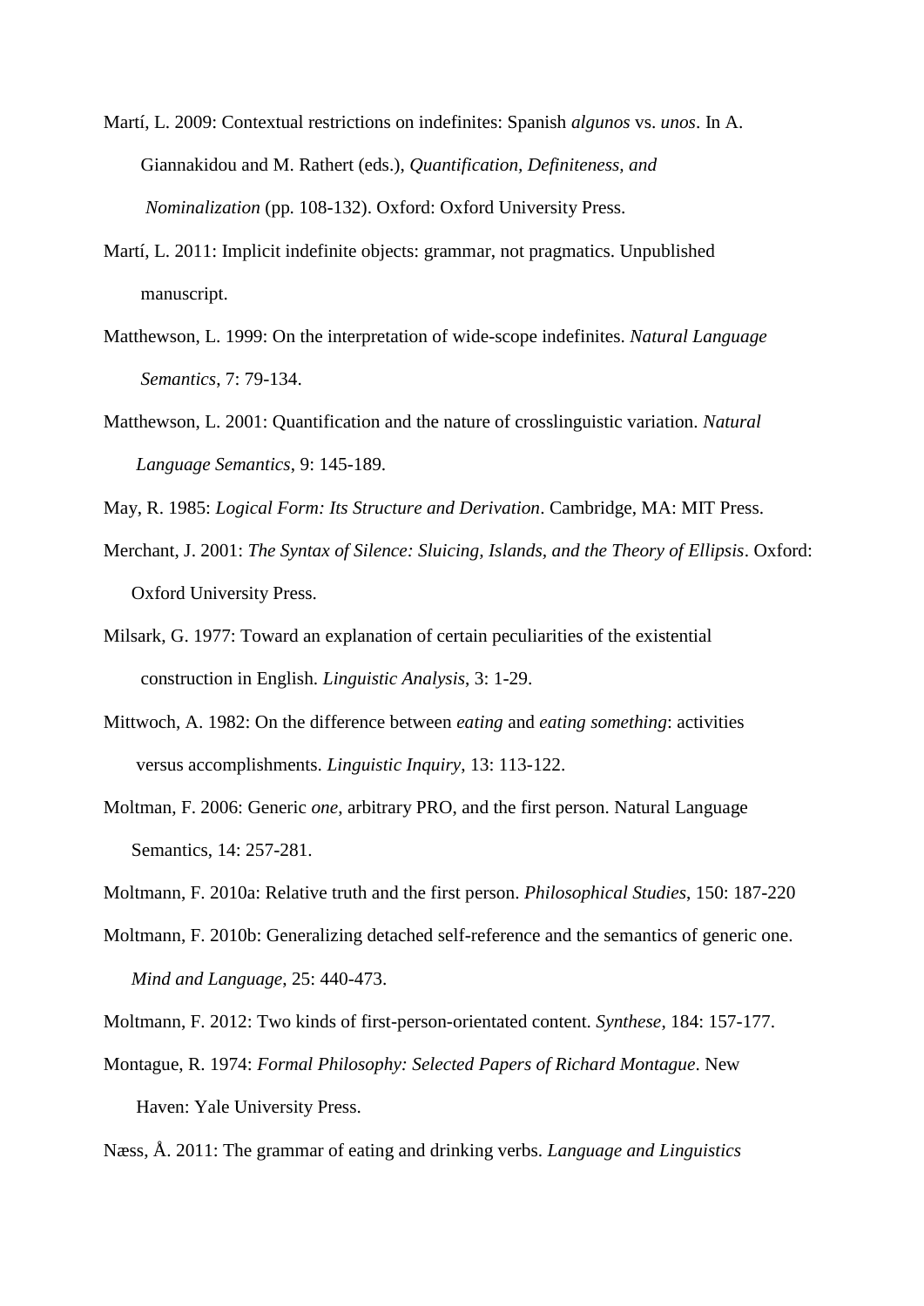Martí, L. 2009: Contextual restrictions on indefinites: Spanish *algunos* vs. *unos*. In A. Giannakidou and M. Rathert (eds.), *Quantification, Definiteness, and Nominalization* (pp. 108-132). Oxford: Oxford University Press.

Martí, L. 2011: Implicit indefinite objects: grammar, not pragmatics. Unpublished manuscript.

Matthewson, L. 1999: On the interpretation of wide-scope indefinites. *Natural Language Semantics*, 7: 79-134.

Matthewson, L. 2001: Quantification and the nature of crosslinguistic variation. *Natural Language Semantics*, 9: 145-189.

May, R. 1985: *Logical Form: Its Structure and Derivation*. Cambridge, MA: MIT Press.

Merchant, J. 2001: *The Syntax of Silence: Sluicing, Islands, and the Theory of Ellipsis*. Oxford: Oxford University Press.

Milsark, G. 1977: Toward an explanation of certain peculiarities of the existential construction in English. *Linguistic Analysis*, 3: 1-29.

Mittwoch, A. 1982: On the difference between *eating* and *eating something*: activities versus accomplishments. *Linguistic Inquiry*, 13: 113-122.

Moltman, F. 2006: Generic *one*, arbitrary PRO, and the first person. Natural Language Semantics, 14: 257-281.

Moltmann, F. 2010a: Relative truth and the first person. *Philosophical Studies*, 150: 187-220

Moltmann, F. 2010b: Generalizing detached self-reference and the semantics of generic one. *Mind and Language*, 25: 440-473.

Moltmann, F. 2012: Two kinds of first-person-orientated content. *Synthese*, 184: 157-177.

Montague, R. 1974: *Formal Philosophy: Selected Papers of Richard Montague*. New Haven: Yale University Press.

Næss, Å. 2011: The grammar of eating and drinking verbs. *Language and Linguistics*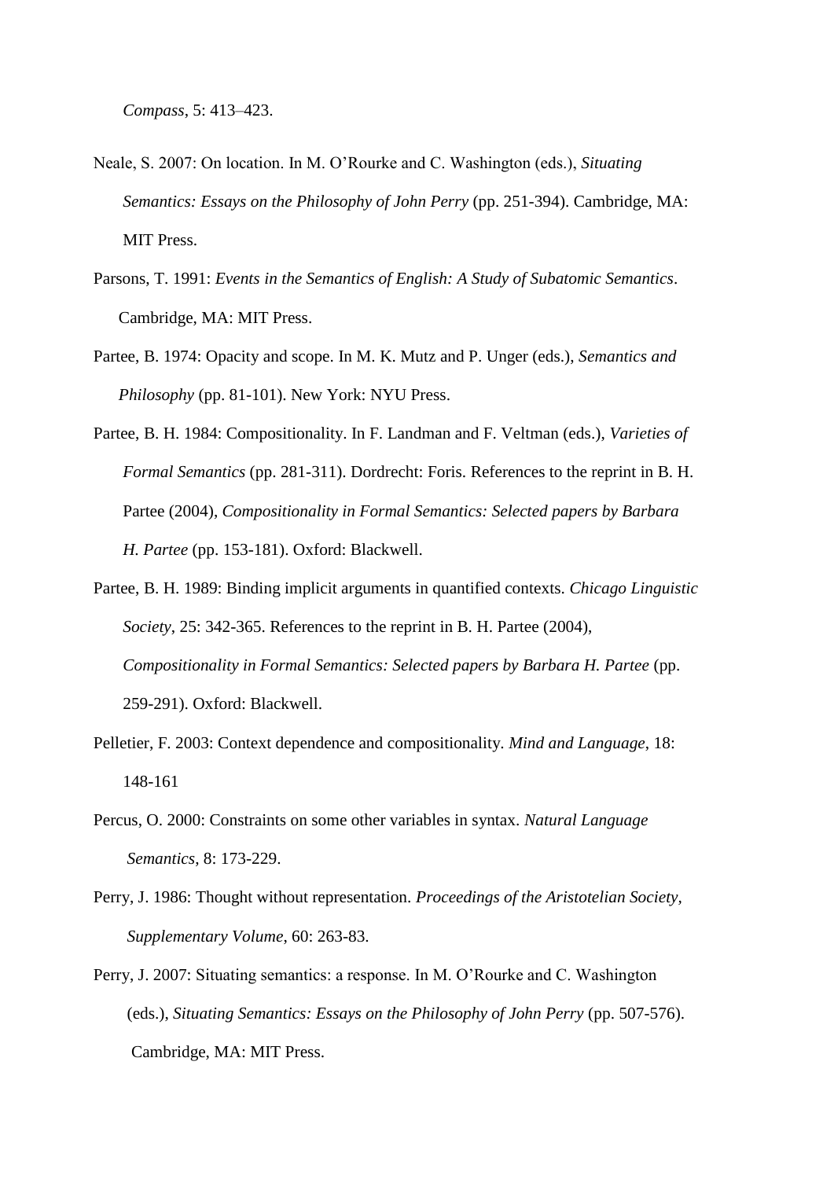*Compass*, 5: 413–423.

Neale, S. 2007: On location. In M. O'Rourke and C. Washington (eds.), *Situating Semantics: Essays on the Philosophy of John Perry* (pp. 251-394). Cambridge, MA: MIT Press.

Parsons, T. 1991: *Events in the Semantics of English: A Study of Subatomic Semantics*. Cambridge, MA: MIT Press.

Partee, B. 1974: Opacity and scope. In M. K. Mutz and P. Unger (eds.), *Semantics and Philosophy* (pp. 81-101). New York: NYU Press.

Partee, B. H. 1984: Compositionality. In F. Landman and F. Veltman (eds.), *Varieties of Formal Semantics* (pp. 281-311). Dordrecht: Foris. References to the reprint in B. H. Partee (2004), *Compositionality in Formal Semantics: Selected papers by Barbara H. Partee* (pp. 153-181). Oxford: Blackwell.

Partee, B. H. 1989: Binding implicit arguments in quantified contexts. *Chicago Linguistic Society*, 25: 342-365. References to the reprint in B. H. Partee (2004), *Compositionality in Formal Semantics: Selected papers by Barbara H. Partee* (pp. 259-291). Oxford: Blackwell.

Pelletier, F. 2003: Context dependence and compositionality. *Mind and Language*, 18: 148-161

Percus, O. 2000: Constraints on some other variables in syntax. *Natural Language Semantics*, 8: 173-229.

Perry, J. 1986: Thought without representation. *Proceedings of the Aristotelian Society, Supplementary Volume*, 60: 263-83.

Perry, J. 2007: Situating semantics: a response. In M. O'Rourke and C. Washington (eds.), *Situating Semantics: Essays on the Philosophy of John Perry* (pp. 507-576). Cambridge, MA: MIT Press.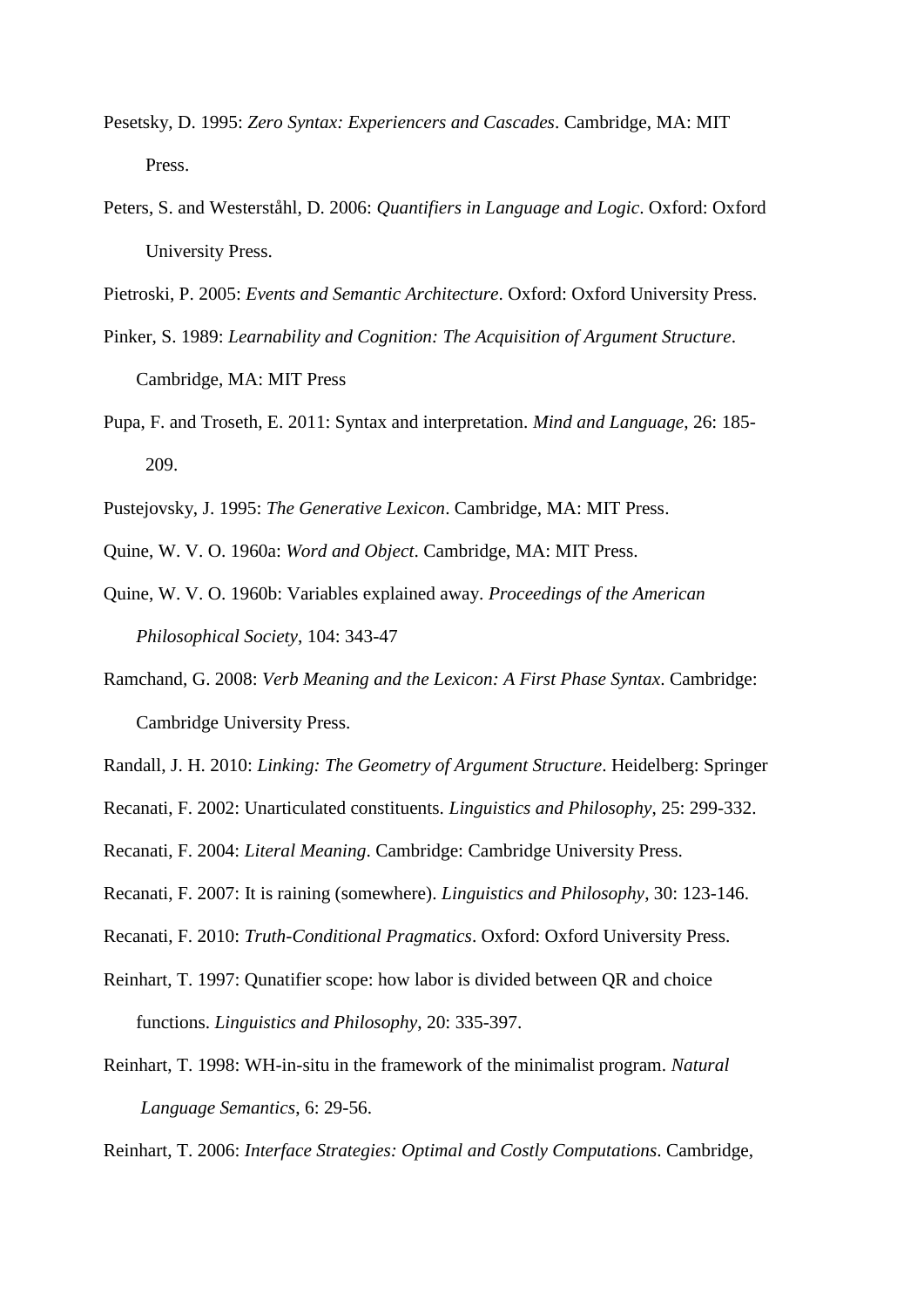Pesetsky, D. 1995: *Zero Syntax: Experiencers and Cascades*. Cambridge, MA: MIT Press.

Peters, S. and Westerståhl, D. 2006: *Quantifiers in Language and Logic*. Oxford: Oxford University Press.

Pietroski, P. 2005: *Events and Semantic Architecture*. Oxford: Oxford University Press.

Pinker, S. 1989: *Learnability and Cognition: The Acquisition of Argument Structure*. Cambridge, MA: MIT Press

Pupa, F. and Troseth, E. 2011: Syntax and interpretation. *Mind and Language*, 26: 185-209.

Pustejovsky, J. 1995: *The Generative Lexicon*. Cambridge, MA: MIT Press.

Quine, W. V. O. 1960a: *Word and Object*. Cambridge, MA: MIT Press.

Quine, W. V. O. 1960b: Variables explained away. *Proceedings of the American Philosophical Society*, 104: 343-47

Ramchand, G. 2008: *Verb Meaning and the Lexicon: A First Phase Syntax*. Cambridge: Cambridge University Press.

Randall, J. H. 2010: *Linking: The Geometry of Argument Structure*. Heidelberg: Springer

Recanati, F. 2002: Unarticulated constituents. *Linguistics and Philosophy*, 25: 299-332.

Recanati, F. 2004: *Literal Meaning*. Cambridge: Cambridge University Press.

Recanati, F. 2007: It is raining (somewhere). *Linguistics and Philosophy*, 30: 123-146.

Recanati, F. 2010: *Truth-Conditional Pragmatics*. Oxford: Oxford University Press.

Reinhart, T. 1997: Qunatifier scope: how labor is divided between QR and choice functions. *Linguistics and Philosophy*, 20: 335-397.

Reinhart, T. 1998: WH-in-situ in the framework of the minimalist program. *Natural Language Semantics*, 6: 29-56.

Reinhart, T. 2006: *Interface Strategies: Optimal and Costly Computations*. Cambridge,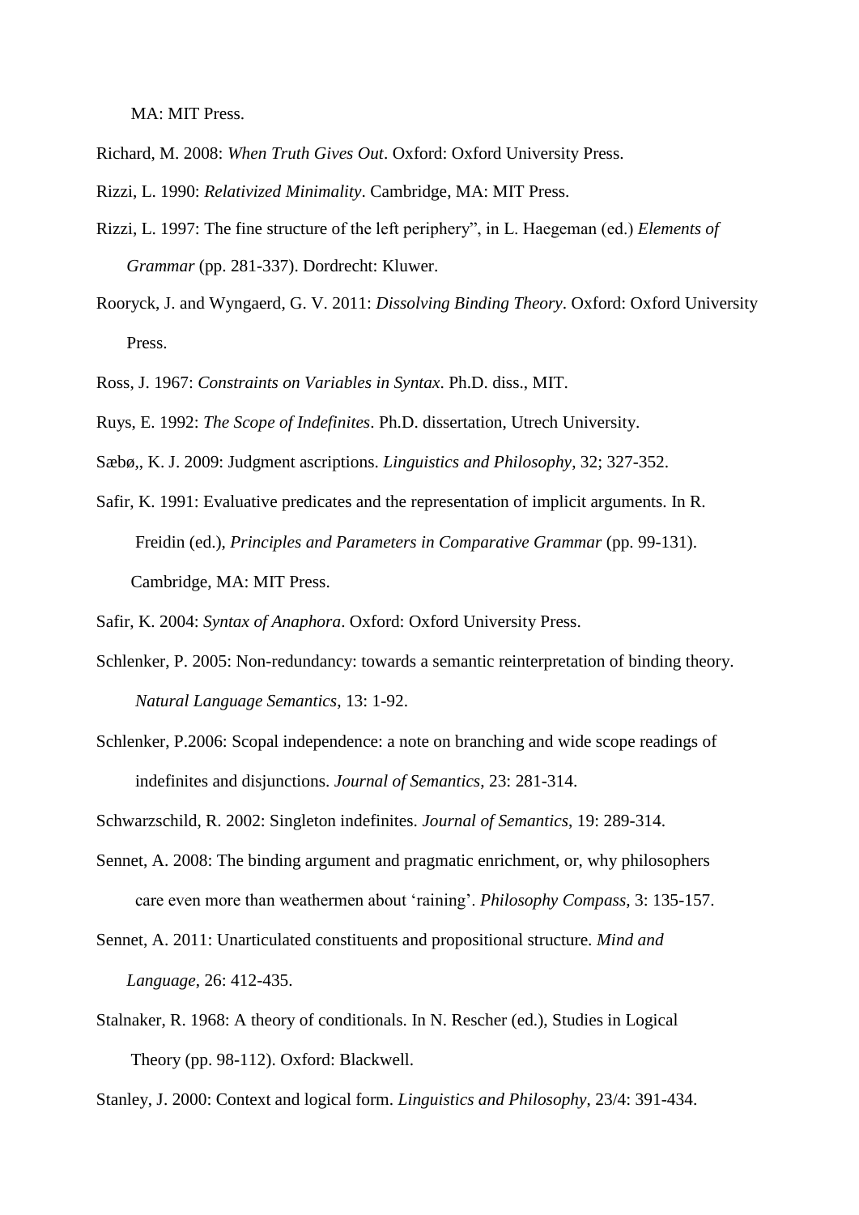MA: MIT Press.

Richard, M. 2008: *When Truth Gives Out*. Oxford: Oxford University Press.

Rizzi, L. 1990: *Relativized Minimality*. Cambridge, MA: MIT Press.

Rizzi, L. 1997: The fine structure of the left periphery", in L. Haegeman (ed.) *Elements of Grammar* (pp. 281-337). Dordrecht: Kluwer.

Rooryck, J. and Wyngaerd, G. V. 2011: *Dissolving Binding Theory*. Oxford: Oxford University Press.

Ross, J. 1967: *Constraints on Variables in Syntax*. Ph.D. diss., MIT.

Ruys, E. 1992: *The Scope of Indefinites*. Ph.D. dissertation, Utrech University.

Sæbø,, K. J. 2009: Judgment ascriptions. *Linguistics and Philosophy*, 32; 327-352.

Safir, K. 1991: Evaluative predicates and the representation of implicit arguments. In R. Freidin (ed.), *Principles and Parameters in Comparative Grammar* (pp. 99-131). Cambridge, MA: MIT Press.

Safir, K. 2004: *Syntax of Anaphora*. Oxford: Oxford University Press.

Schlenker, P. 2005: Non-redundancy: towards a semantic reinterpretation of binding theory. *Natural Language Semantics*, 13: 1-92.

Schlenker, P.2006: Scopal independence: a note on branching and wide scope readings of indefinites and disjunctions. *Journal of Semantics*, 23: 281-314.

Schwarzschild, R. 2002: Singleton indefinites. *Journal of Semantics*, 19: 289-314.

Sennet, A. 2008: The binding argument and pragmatic enrichment, or, why philosophers care even more than weathermen about 'raining'. *Philosophy Compass*, 3: 135-157.

Sennet, A. 2011: Unarticulated constituents and propositional structure. *Mind and Language*, 26: 412-435.

Stalnaker, R. 1968: A theory of conditionals. In N. Rescher (ed.), Studies in Logical Theory (pp. 98-112). Oxford: Blackwell.

Stanley, J. 2000: Context and logical form. *Linguistics and Philosophy*, 23/4: 391-434.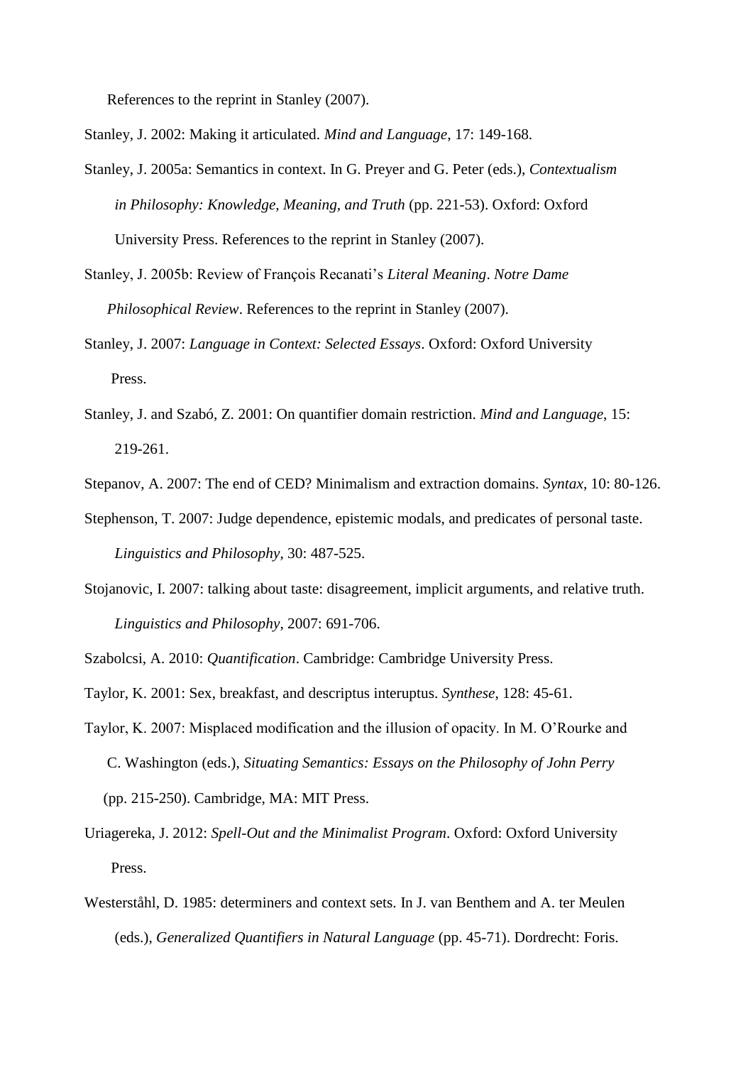References to the reprint in Stanley (2007).

Stanley, J. 2002: Making it articulated. *Mind and Language*, 17: 149-168.

Stanley, J. 2005a: Semantics in context. In G. Preyer and G. Peter (eds.), *Contextualism in Philosophy: Knowledge, Meaning, and Truth* (pp. 221-53). Oxford: Oxford University Press. References to the reprint in Stanley (2007).

Stanley, J. 2005b: Review of François Recanati's *Literal Meaning*. *Notre Dame Philosophical Review*. References to the reprint in Stanley (2007).

Stanley, J. 2007: *Language in Context: Selected Essays*. Oxford: Oxford University Press.

Stanley, J. and Szabó, Z. 2001: On quantifier domain restriction. *Mind and Language*, 15: 219-261.

Stepanov, A. 2007: The end of CED? Minimalism and extraction domains. *Syntax*, 10: 80-126.

Stephenson, T. 2007: Judge dependence, epistemic modals, and predicates of personal taste. *Linguistics and Philosophy*, 30: 487-525.

Stojanovic, I. 2007: talking about taste: disagreement, implicit arguments, and relative truth. *Linguistics and Philosophy*, 2007: 691-706.

Szabolcsi, A. 2010: *Quantification*. Cambridge: Cambridge University Press.

Taylor, K. 2001: Sex, breakfast, and descriptus interuptus. *Synthese*, 128: 45-61.

Taylor, K. 2007: Misplaced modification and the illusion of opacity. In M. O'Rourke and C. Washington (eds.), *Situating Semantics: Essays on the Philosophy of John Perry* (pp. 215-250). Cambridge, MA: MIT Press.

Uriagereka, J. 2012: *Spell-Out and the Minimalist Program*. Oxford: Oxford University Press.

Westerståhl, D. 1985: determiners and context sets. In J. van Benthem and A. ter Meulen (eds.), *Generalized Quantifiers in Natural Language* (pp. 45-71). Dordrecht: Foris.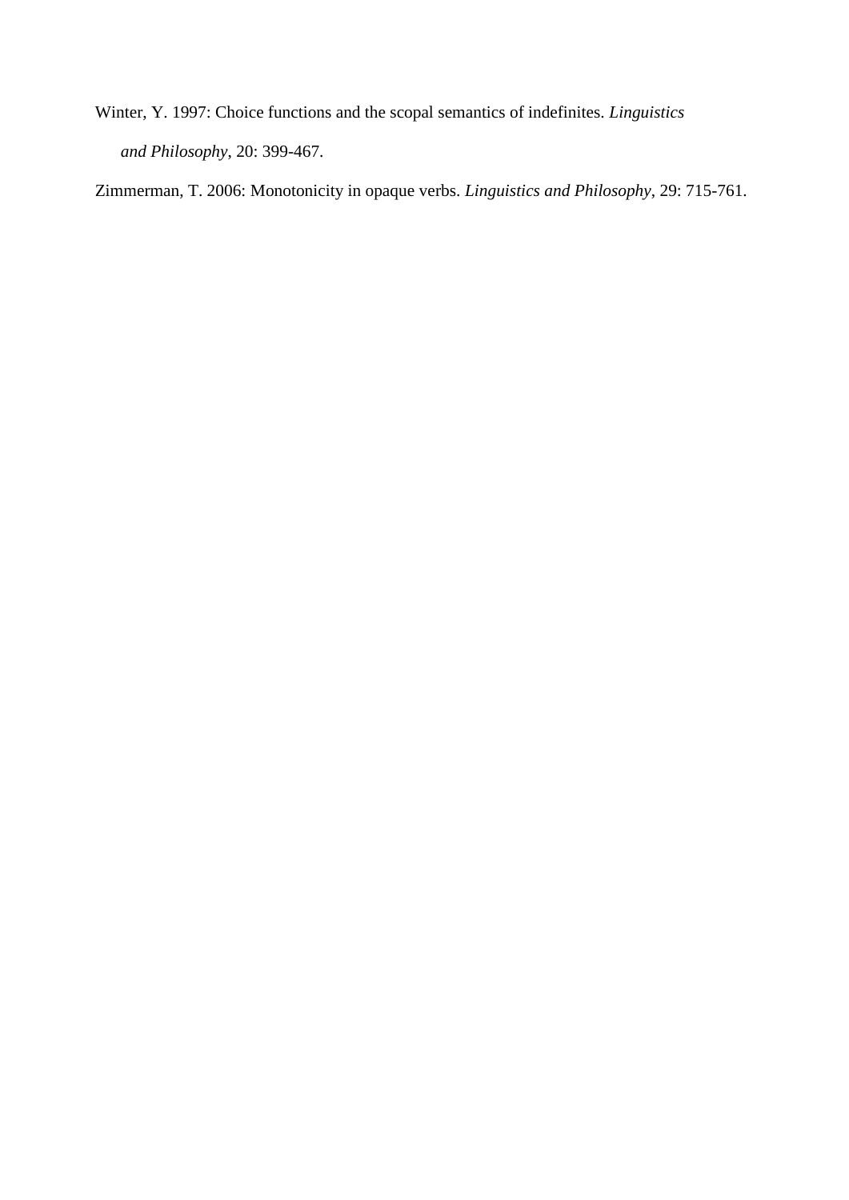Winter, Y. 1997: Choice functions and the scopal semantics of indefinites. *Linguistics and Philosophy*, 20: 399-467.

Zimmerman, T. 2006: Monotonicity in opaque verbs. *Linguistics and Philosophy*, 29: 715-761.